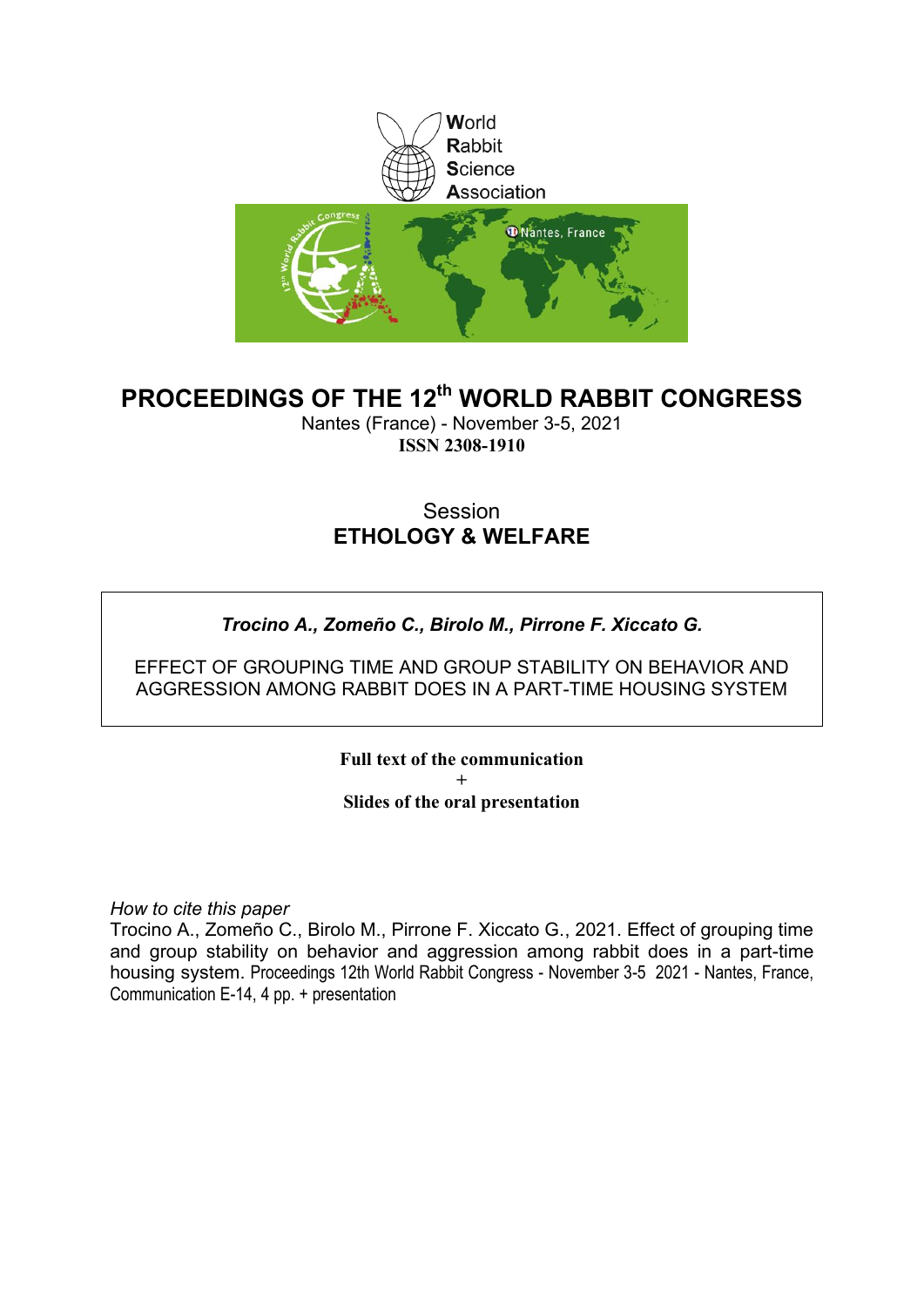World
Rabbit
Science
Association

# PROCEEDINGS OF THE 12th WORLD RABBIT CONGRESS

Nantes (France) - November 3-5, 2021

**ISSN 2308-1910**

## Session
## ETHOLOGY & WELFARE

***Trocino A., Zomeño C., Birolo M., Pirrone F. Xiccato G.***

EFFECT OF GROUPING TIME AND GROUP STABILITY ON BEHAVIOR AND AGGRESSION AMONG RABBIT DOES IN A PART-TIME HOUSING SYSTEM

**Full text of the communication**
**+**
**Slides of the oral presentation**

*How to cite this paper*
Trocino A., Zomeño C., Birolo M., Pirrone F. Xiccato G., 2021. Effect of grouping time and group stability on behavior and aggression among rabbit does in a part-time housing system. Proceedings 12th World Rabbit Congress - November 3-5 2021 - Nantes, France, Communication E-14, 4 pp. + presentation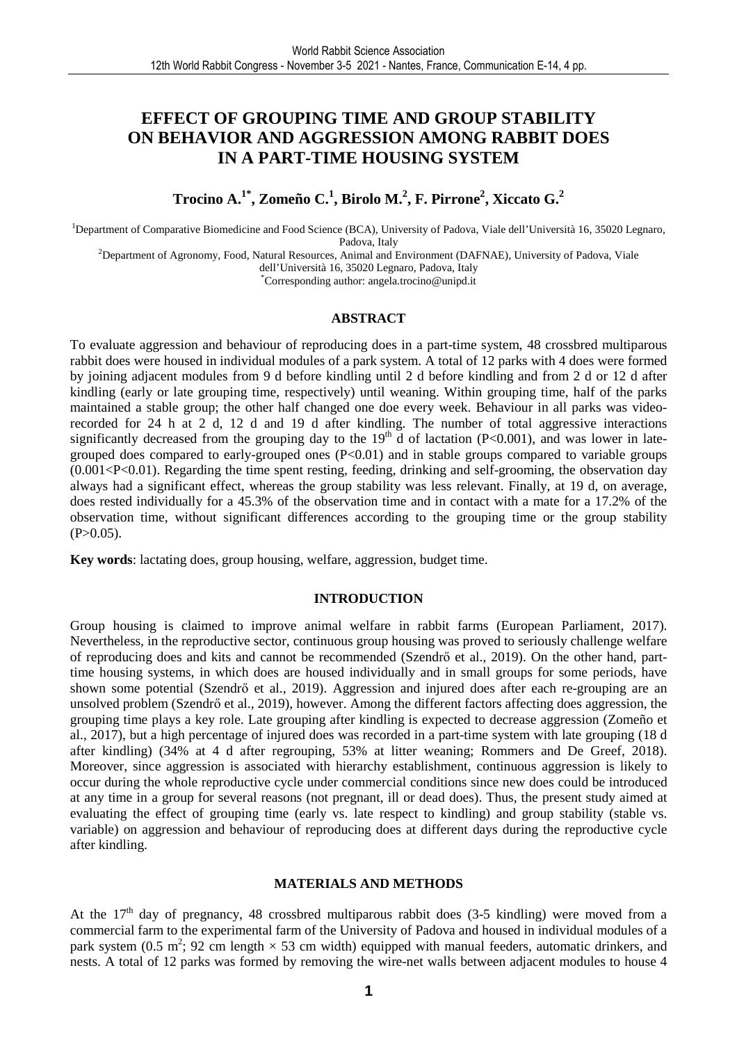# EFFECT OF GROUPING TIME AND GROUP STABILITY ON BEHAVIOR AND AGGRESSION AMONG RABBIT DOES IN A PART-TIME HOUSING SYSTEM

**Trocino A.[1*], Zomeño C.[1], Birolo M.[2], F. Pirrone[2], Xiccato G.[2]**

[1]Department of Comparative Biomedicine and Food Science (BCA), University of Padova, Viale dell'Università 16, 35020 Legnaro, Padova, Italy

[2]Department of Agronomy, Food, Natural Resources, Animal and Environment (DAFNAE), University of Padova, Viale dell'Università 16, 35020 Legnaro, Padova, Italy

[*]Corresponding author: angela.trocino@unipd.it

## ABSTRACT

To evaluate aggression and behaviour of reproducing does in a part-time system, 48 crossbred multiparous rabbit does were housed in individual modules of a park system. A total of 12 parks with 4 does were formed by joining adjacent modules from 9 d before kindling until 2 d before kindling and from 2 d or 12 d after kindling (early or late grouping time, respectively) until weaning. Within grouping time, half of the parks maintained a stable group; the other half changed one doe every week. Behaviour in all parks was video-recorded for 24 h at 2 d, 12 d and 19 d after kindling. The number of total aggressive interactions significantly decreased from the grouping day to the 19th d of lactation ($P<0.001$), and was lower in late-grouped does compared to early-grouped ones ($P<0.01$) and in stable groups compared to variable groups ($0.001<P<0.01$). Regarding the time spent resting, feeding, drinking and self-grooming, the observation day always had a significant effect, whereas the group stability was less relevant. Finally, at 19 d, on average, does rested individually for a 45.3% of the observation time and in contact with a mate for a 17.2% of the observation time, without significant differences according to the grouping time or the group stability ($P>0.05$).

**Key words**: lactating does, group housing, welfare, aggression, budget time.

## INTRODUCTION

Group housing is claimed to improve animal welfare in rabbit farms (European Parliament, 2017). Nevertheless, in the reproductive sector, continuous group housing was proved to seriously challenge welfare of reproducing does and kits and cannot be recommended (Szendrő et al., 2019). On the other hand, part-time housing systems, in which does are housed individually and in small groups for some periods, have shown some potential (Szendrő et al., 2019). Aggression and injured does after each re-grouping are an unsolved problem (Szendrő et al., 2019), however. Among the different factors affecting does aggression, the grouping time plays a key role. Late grouping after kindling is expected to decrease aggression (Zomeño et al., 2017), but a high percentage of injured does was recorded in a part-time system with late grouping (18 d after kindling) (34% at 4 d after regrouping, 53% at litter weaning; Rommers and De Greef, 2018). Moreover, since aggression is associated with hierarchy establishment, continuous aggression is likely to occur during the whole reproductive cycle under commercial conditions since new does could be introduced at any time in a group for several reasons (not pregnant, ill or dead does). Thus, the present study aimed at evaluating the effect of grouping time (early vs. late respect to kindling) and group stability (stable vs. variable) on aggression and behaviour of reproducing does at different days during the reproductive cycle after kindling.

## MATERIALS AND METHODS

At the 17th day of pregnancy, 48 crossbred multiparous rabbit does (3-5 kindling) were moved from a commercial farm to the experimental farm of the University of Padova and housed in individual modules of a park system (0.5 $m^2$; 92 cm length × 53 cm width) equipped with manual feeders, automatic drinkers, and nests. A total of 12 parks was formed by removing the wire-net walls between adjacent modules to house 4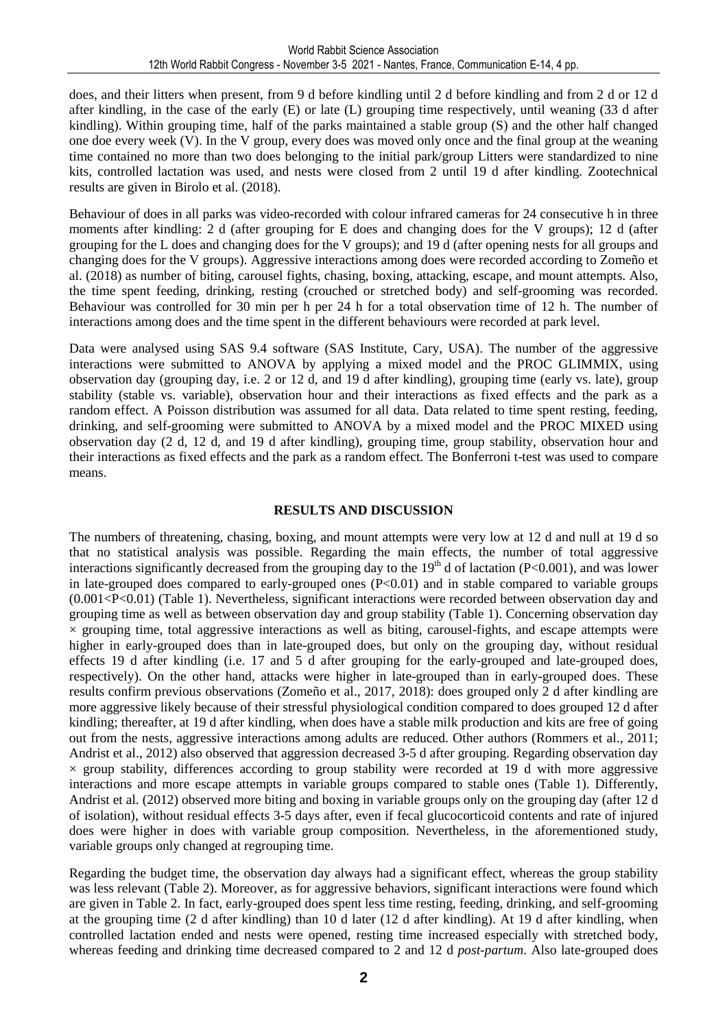does, and their litters when present, from 9 d before kindling until 2 d before kindling and from 2 d or 12 d after kindling, in the case of the early (E) or late (L) grouping time respectively, until weaning (33 d after kindling). Within grouping time, half of the parks maintained a stable group (S) and the other half changed one doe every week (V). In the V group, every does was moved only once and the final group at the weaning time contained no more than two does belonging to the initial park/group Litters were standardized to nine kits, controlled lactation was used, and nests were closed from 2 until 19 d after kindling. Zootechnical results are given in Birolo et al. (2018).

Behaviour of does in all parks was video-recorded with colour infrared cameras for 24 consecutive h in three moments after kindling: 2 d (after grouping for E does and changing does for the V groups); 12 d (after grouping for the L does and changing does for the V groups); and 19 d (after opening nests for all groups and changing does for the V groups). Aggressive interactions among does were recorded according to Zomeño et al. (2018) as number of biting, carousel fights, chasing, boxing, attacking, escape, and mount attempts. Also, the time spent feeding, drinking, resting (crouched or stretched body) and self-grooming was recorded. Behaviour was controlled for 30 min per h per 24 h for a total observation time of 12 h. The number of interactions among does and the time spent in the different behaviours were recorded at park level.

Data were analysed using SAS 9.4 software (SAS Institute, Cary, USA). The number of the aggressive interactions were submitted to ANOVA by applying a mixed model and the PROC GLIMMIX, using observation day (grouping day, i.e. 2 or 12 d, and 19 d after kindling), grouping time (early vs. late), group stability (stable vs. variable), observation hour and their interactions as fixed effects and the park as a random effect. A Poisson distribution was assumed for all data. Data related to time spent resting, feeding, drinking, and self-grooming were submitted to ANOVA by a mixed model and the PROC MIXED using observation day (2 d, 12 d, and 19 d after kindling), grouping time, group stability, observation hour and their interactions as fixed effects and the park as a random effect. The Bonferroni t-test was used to compare means.

## RESULTS AND DISCUSSION

The numbers of threatening, chasing, boxing, and mount attempts were very low at 12 d and null at 19 d so that no statistical analysis was possible. Regarding the main effects, the number of total aggressive interactions significantly decreased from the grouping day to the 19th d of lactation ($P<0.001$), and was lower in late-grouped does compared to early-grouped ones ($P<0.01$) and in stable compared to variable groups ($0.001<P<0.01$) (Table 1). Nevertheless, significant interactions were recorded between observation day and grouping time as well as between observation day and group stability (Table 1). Concerning observation day $\times$ grouping time, total aggressive interactions as well as biting, carousel-fights, and escape attempts were higher in early-grouped does than in late-grouped does, but only on the grouping day, without residual effects 19 d after kindling (i.e. 17 and 5 d after grouping for the early-grouped and late-grouped does, respectively). On the other hand, attacks were higher in late-grouped than in early-grouped does. These results confirm previous observations (Zomeño et al., 2017, 2018): does grouped only 2 d after kindling are more aggressive likely because of their stressful physiological condition compared to does grouped 12 d after kindling; thereafter, at 19 d after kindling, when does have a stable milk production and kits are free of going out from the nests, aggressive interactions among adults are reduced. Other authors (Rommers et al., 2011; Andrist et al., 2012) also observed that aggression decreased 3-5 d after grouping. Regarding observation day $\times$ group stability, differences according to group stability were recorded at 19 d with more aggressive interactions and more escape attempts in variable groups compared to stable ones (Table 1). Differently, Andrist et al. (2012) observed more biting and boxing in variable groups only on the grouping day (after 12 d of isolation), without residual effects 3-5 days after, even if fecal glucocorticoid contents and rate of injured does were higher in does with variable group composition. Nevertheless, in the aforementioned study, variable groups only changed at regrouping time.

Regarding the budget time, the observation day always had a significant effect, whereas the group stability was less relevant (Table 2). Moreover, as for aggressive behaviors, significant interactions were found which are given in Table 2. In fact, early-grouped does spent less time resting, feeding, drinking, and self-grooming at the grouping time (2 d after kindling) than 10 d later (12 d after kindling). At 19 d after kindling, when controlled lactation ended and nests were opened, resting time increased especially with stretched body, whereas feeding and drinking time decreased compared to 2 and 12 d *post-partum*. Also late-grouped does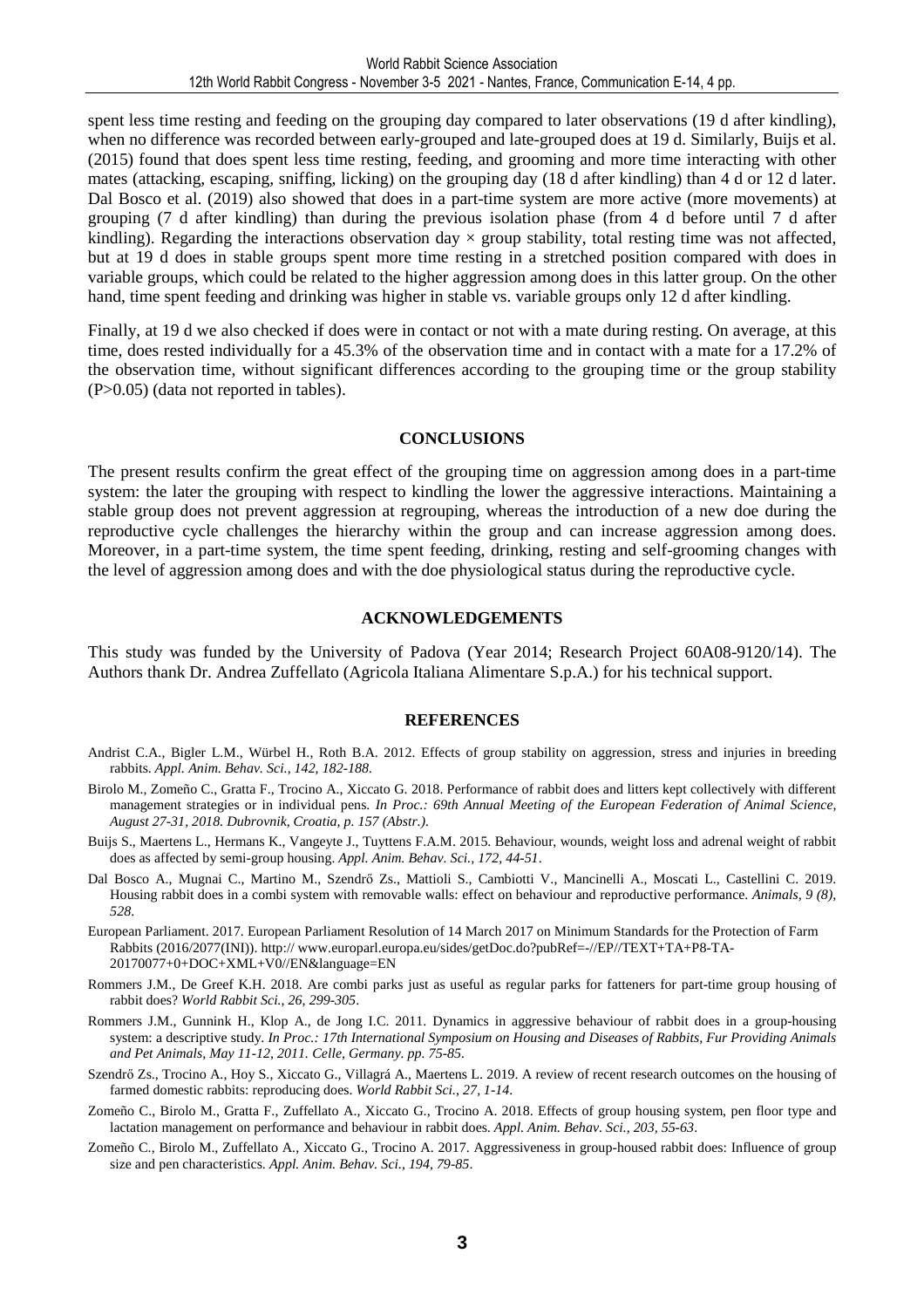spent less time resting and feeding on the grouping day compared to later observations (19 d after kindling), when no difference was recorded between early-grouped and late-grouped does at 19 d. Similarly, Buijs et al. (2015) found that does spent less time resting, feeding, and grooming and more time interacting with other mates (attacking, escaping, sniffing, licking) on the grouping day (18 d after kindling) than 4 d or 12 d later. Dal Bosco et al. (2019) also showed that does in a part-time system are more active (more movements) at grouping (7 d after kindling) than during the previous isolation phase (from 4 d before until 7 d after kindling). Regarding the interactions observation day × group stability, total resting time was not affected, but at 19 d does in stable groups spent more time resting in a stretched position compared with does in variable groups, which could be related to the higher aggression among does in this latter group. On the other hand, time spent feeding and drinking was higher in stable vs. variable groups only 12 d after kindling.

Finally, at 19 d we also checked if does were in contact or not with a mate during resting. On average, at this time, does rested individually for a 45.3% of the observation time and in contact with a mate for a 17.2% of the observation time, without significant differences according to the grouping time or the group stability ($P>0.05$) (data not reported in tables).

## CONCLUSIONS

The present results confirm the great effect of the grouping time on aggression among does in a part-time system: the later the grouping with respect to kindling the lower the aggressive interactions. Maintaining a stable group does not prevent aggression at regrouping, whereas the introduction of a new doe during the reproductive cycle challenges the hierarchy within the group and can increase aggression among does. Moreover, in a part-time system, the time spent feeding, drinking, resting and self-grooming changes with the level of aggression among does and with the doe physiological status during the reproductive cycle.

## ACKNOWLEDGEMENTS

This study was funded by the University of Padova (Year 2014; Research Project 60A08-9120/14). The Authors thank Dr. Andrea Zuffellato (Agricola Italiana Alimentare S.p.A.) for his technical support.

## REFERENCES

Andrist C.A., Bigler L.M., Würbel H., Roth B.A. 2012. Effects of group stability on aggression, stress and injuries in breeding rabbits. *Appl. Anim. Behav. Sci., 142, 182-188*.

Birolo M., Zomeño C., Gratta F., Trocino A., Xiccato G. 2018. Performance of rabbit does and litters kept collectively with different management strategies or in individual pens. *In Proc.: 69th Annual Meeting of the European Federation of Animal Science, August 27-31, 2018. Dubrovnik, Croatia, p. 157 (Abstr.)*.

Buijs S., Maertens L., Hermans K., Vangeyte J., Tuyttens F.A.M. 2015. Behaviour, wounds, weight loss and adrenal weight of rabbit does as affected by semi-group housing. *Appl. Anim. Behav. Sci., 172, 44-51*.

Dal Bosco A., Mugnai C., Martino M., Szendrő Zs., Mattioli S., Cambiotti V., Mancinelli A., Moscati L., Castellini C. 2019. Housing rabbit does in a combi system with removable walls: effect on behaviour and reproductive performance. *Animals, 9 (8), 528*.

European Parliament. 2017. European Parliament Resolution of 14 March 2017 on Minimum Standards for the Protection of Farm Rabbits (2016/2077(INI)). http:// www.europarl.europa.eu/sides/getDoc.do?pubRef=-//EP//TEXT+TA+P8-TA-20170077+0+DOC+XML+V0//EN&language=EN

Rommers J.M., De Greef K.H. 2018. Are combi parks just as useful as regular parks for fatteners for part-time group housing of rabbit does? *World Rabbit Sci., 26, 299-305*.

Rommers J.M., Gunnink H., Klop A., de Jong I.C. 2011. Dynamics in aggressive behaviour of rabbit does in a group-housing system: a descriptive study. *In Proc.: 17th International Symposium on Housing and Diseases of Rabbits, Fur Providing Animals and Pet Animals, May 11-12, 2011. Celle, Germany. pp. 75-85*.

Szendrő Zs., Trocino A., Hoy S., Xiccato G., Villagrá A., Maertens L. 2019. A review of recent research outcomes on the housing of farmed domestic rabbits: reproducing does. *World Rabbit Sci., 27, 1-14*.

Zomeño C., Birolo M., Gratta F., Zuffellato A., Xiccato G., Trocino A. 2018. Effects of group housing system, pen floor type and lactation management on performance and behaviour in rabbit does. *Appl. Anim. Behav. Sci., 203, 55-63*.

Zomeño C., Birolo M., Zuffellato A., Xiccato G., Trocino A. 2017. Aggressiveness in group-housed rabbit does: Influence of group size and pen characteristics. *Appl. Anim. Behav. Sci., 194, 79-85*.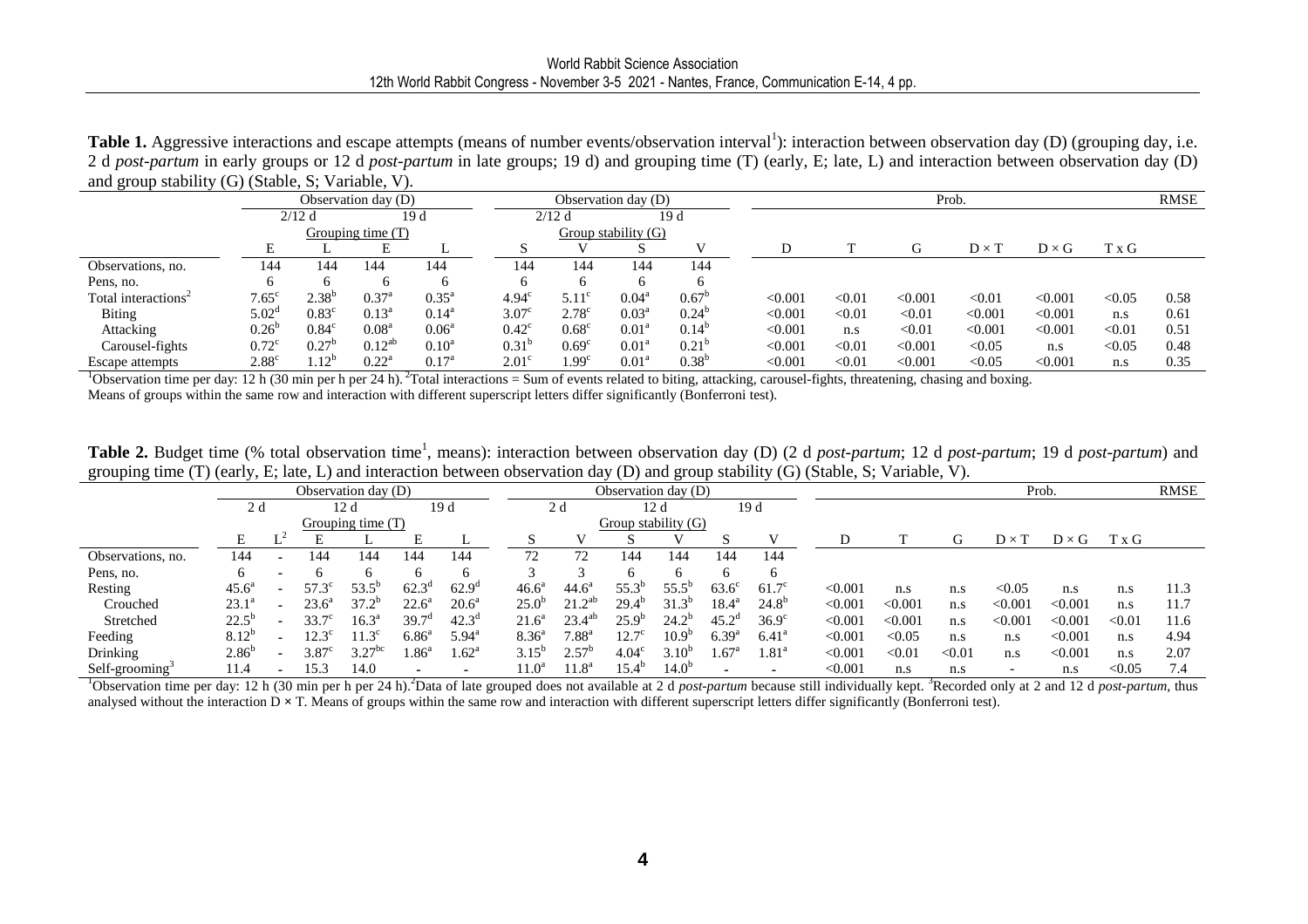**Table 1.** Aggressive interactions and escape attempts (means of number events/observation interval[1]): interaction between observation day (D) (grouping day, i.e. 2 d *post-partum* in early groups or 12 d *post-partum* in late groups; 19 d) and grouping time (T) (early, E; late, L) and interaction between observation day (D) and group stability (G) (Stable, S; Variable, V).

| | Observation day (D) | | | | Observation day (D) | | | | Prob. | | | | | | RMSE |
|---|---|---|---|---|---|---|---|---|---|---|---|---|---|---|---|
| | 2/12 d | | 19 d | | 2/12 d | | 19 d | | | | | | | | |
| | Grouping time (T) | | | | Group stability (G) | | | | | | | | | | |
| | E | L | E | L | S | V | S | V | D | T | G | D × T | D × G | T x G | |
| Observations, no. | 144 | 144 | 144 | 144 | 144 | 144 | 144 | 144 | | | | | | | |
| Pens, no. | 6 | 6 | 6 | 6 | 6 | 6 | 6 | 6 | | | | | | | |
| Total interactions[2] | 7.65[c] | 2.38[b] | 0.37[a] | 0.35[a] | 4.94[c] | 5.11[c] | 0.04[a] | 0.67[b] | <0.001 | <0.01 | <0.001 | <0.01 | <0.001 | <0.05 | 0.58 |
| Biting | 5.02[d] | 0.83[c] | 0.13[a] | 0.14[a] | 3.07[c] | 2.78[c] | 0.03[a] | 0.24[b] | <0.001 | <0.01 | <0.01 | <0.001 | <0.001 | n.s | 0.61 |
| Attacking | 0.26[b] | 0.84[c] | 0.08[a] | 0.06[a] | 0.42[c] | 0.68[c] | 0.01[a] | 0.14[b] | <0.001 | n.s | <0.01 | <0.001 | <0.001 | <0.01 | 0.51 |
| Carousel-fights | 0.72[c] | 0.27[b] | 0.12[ab] | 0.10[a] | 0.31[b] | 0.69[c] | 0.01[a] | 0.21[b] | <0.001 | <0.01 | <0.001 | <0.05 | n.s | <0.05 | 0.48 |
| Escape attempts | 2.88[c] | 1.12[b] | 0.22[a] | 0.17[a] | 2.01[c] | 1.99[c] | 0.01[a] | 0.38[b] | <0.001 | <0.01 | <0.001 | <0.05 | <0.001 | n.s | 0.35 |

[1]Observation time per day: 12 h (30 min per h per 24 h). [2]Total interactions = Sum of events related to biting, attacking, carousel-fights, threatening, chasing and boxing.
Means of groups within the same row and interaction with different superscript letters differ significantly (Bonferroni test).

**Table 2.** Budget time (% total observation time[1], means): interaction between observation day (D) (2 d *post-partum*; 12 d *post-partum*; 19 d *post-partum*) and grouping time (T) (early, E; late, L) and interaction between observation day (D) and group stability (G) (Stable, S; Variable, V).

| | Observation day (D) | | | | | | Observation day (D) | | | | | | Prob. | | | | | | RMSE |
|---|---|---|---|---|---|---|---|---|---|---|---|---|---|---|---|---|---|---|---|
| | 2 d | | 12 d | | 19 d | | 2 d | | 12 d | | 19 d | | | | | | | | |
| | Grouping time (T) | | | | | | Group stability (G) | | | | | | | | | | | | |
| | E | L[2] | E | L | E | L | S | V | S | V | S | V | D | T | G | D × T | D × G | T x G | |
| Observations, no. | 144 | - | 144 | 144 | 144 | 144 | 72 | 72 | 144 | 144 | 144 | 144 | | | | | | | |
| Pens, no. | 6 | - | 6 | 6 | 6 | 6 | 3 | 3 | 6 | 6 | 6 | 6 | | | | | | | |
| Resting | 45.6[a] | - | 57.3[c] | 53.5[b] | 62.3[d] | 62.9[d] | 46.6[a] | 44.6[a] | 55.3[b] | 55.5[b] | 63.6[c] | 61.7[c] | <0.001 | n.s | n.s | <0.05 | n.s | n.s | 11.3 |
| Crouched | 23.1[a] | - | 23.6[a] | 37.2[b] | 22.6[a] | 20.6[a] | 25.0[b] | 21.2[ab] | 29.4[b] | 31.3[b] | 18.4[a] | 24.8[b] | <0.001 | <0.001 | n.s | <0.001 | <0.001 | n.s | 11.7 |
| Stretched | 22.5[b] | - | 33.7[c] | 16.3[a] | 39.7[d] | 42.3[d] | 21.6[a] | 23.4[ab] | 25.9[b] | 24.2[b] | 45.2[d] | 36.9[c] | <0.001 | <0.001 | n.s | <0.001 | <0.001 | <0.01 | 11.6 |
| Feeding | 8.12[b] | - | 12.3[c] | 11.3[c] | 6.86[a] | 5.94[a] | 8.36[a] | 7.88[a] | 12.7[c] | 10.9[b] | 6.39[a] | 6.41[a] | <0.001 | <0.05 | n.s | n.s | <0.001 | n.s | 4.94 |
| Drinking | 2.86[b] | - | 3.87[c] | 3.27[bc] | 1.86[a] | 1.62[a] | 3.15[b] | 2.57[b] | 4.04[c] | 3.10[b] | 1.67[a] | 1.81[a] | <0.001 | <0.01 | <0.01 | n.s | <0.001 | n.s | 2.07 |
| Self-grooming[3] | 11.4 | - | 15.3 | 14.0 | - | - | 11.0[a] | 11.8[a] | 15.4[b] | 14.0[b] | - | - | <0.001 | n.s | n.s | - | n.s | <0.05 | 7.4 |

[1]Observation time per day: 12 h (30 min per h per 24 h). [2]Data of late grouped does not available at 2 d *post-partum* because still individually kept. [3]Recorded only at 2 and 12 d *post-partum*, thus analysed without the interaction D × T. Means of groups within the same row and interaction with different superscript letters differ significantly (Bonferroni test).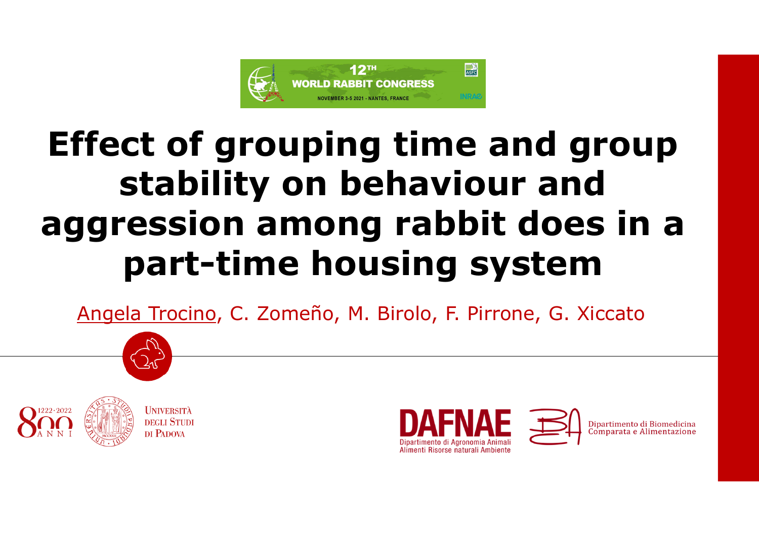12TH WORLD RABBIT CONGRESS

NOVEMBER 3-5 2021 - NANTES, FRANCE

# Effect of grouping time and group stability on behaviour and aggression among rabbit does in a part-time housing system

Angela Trocino, C. Zomeño, M. Birolo, F. Pirrone, G. Xiccato

1222·2022 800 ANNI

UNIVERSITÀ DEGLI STUDI DI PADOVA

DAFNAE Dipartimento di Agronomia Animali Alimenti Risorse naturali Ambiente

Dipartimento di Biomedicina Comparata e Alimentazione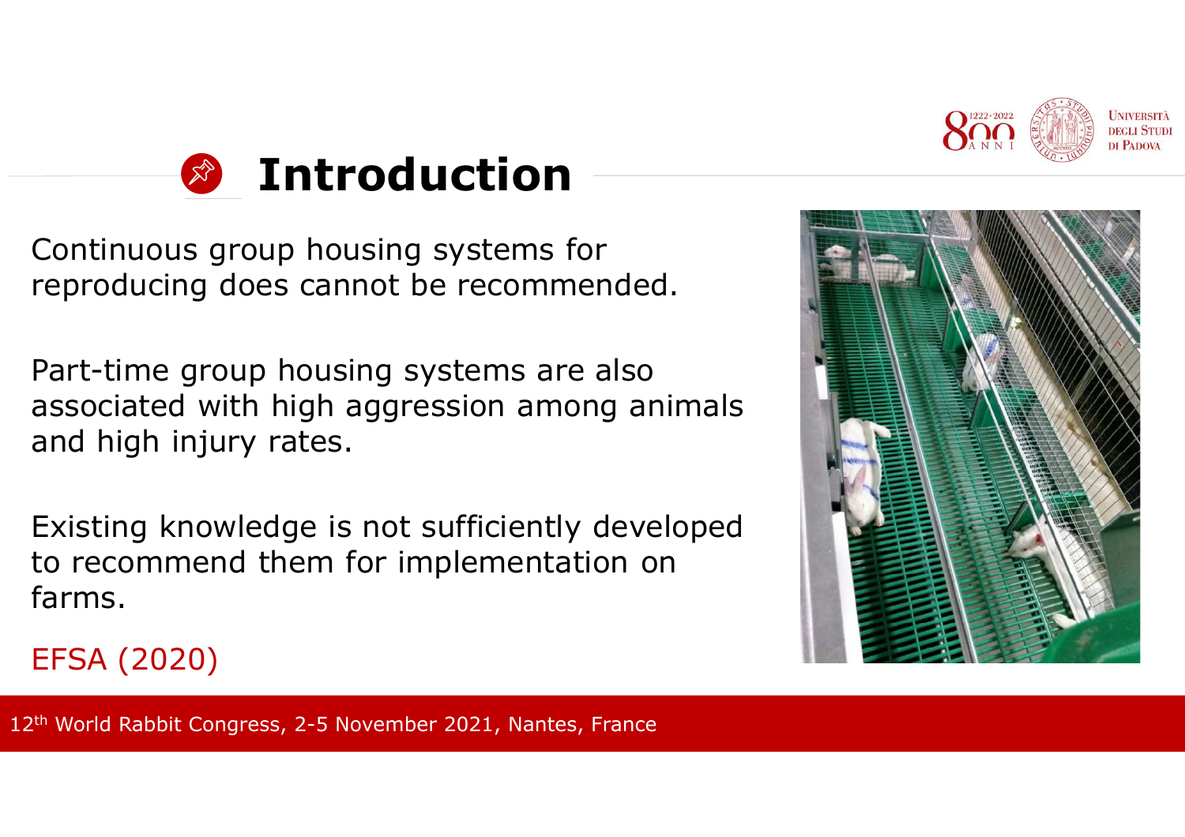## Introduction

Continuous group housing systems for reproducing does cannot be recommended.

Part-time group housing systems are also associated with high aggression among animals and high injury rates.

Existing knowledge is not sufficiently developed to recommend them for implementation on farms.

EFSA (2020)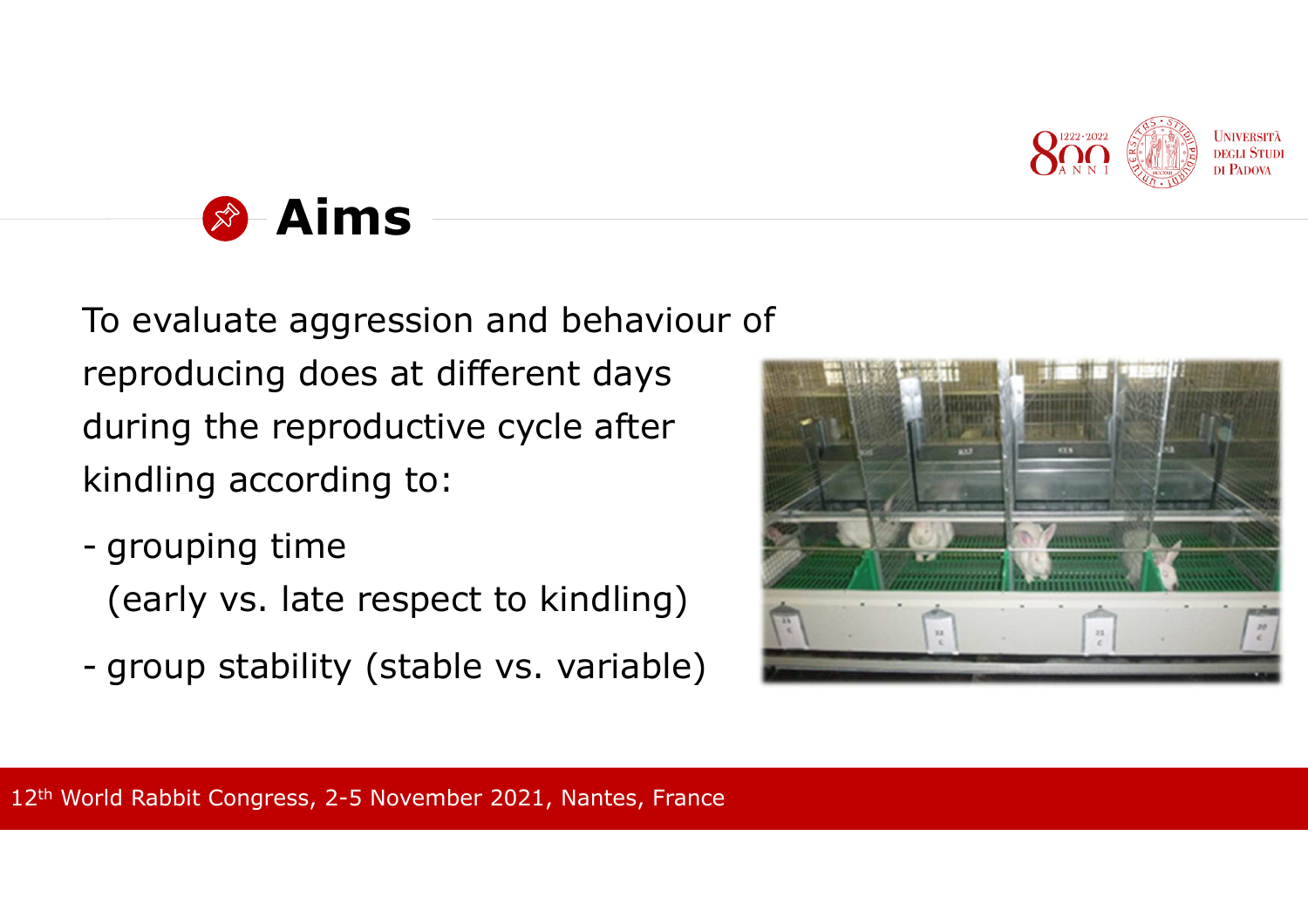## Aims

To evaluate aggression and behaviour of reproducing does at different days during the reproductive cycle after kindling according to:

- grouping time (early vs. late respect to kindling)
- group stability (stable vs. variable)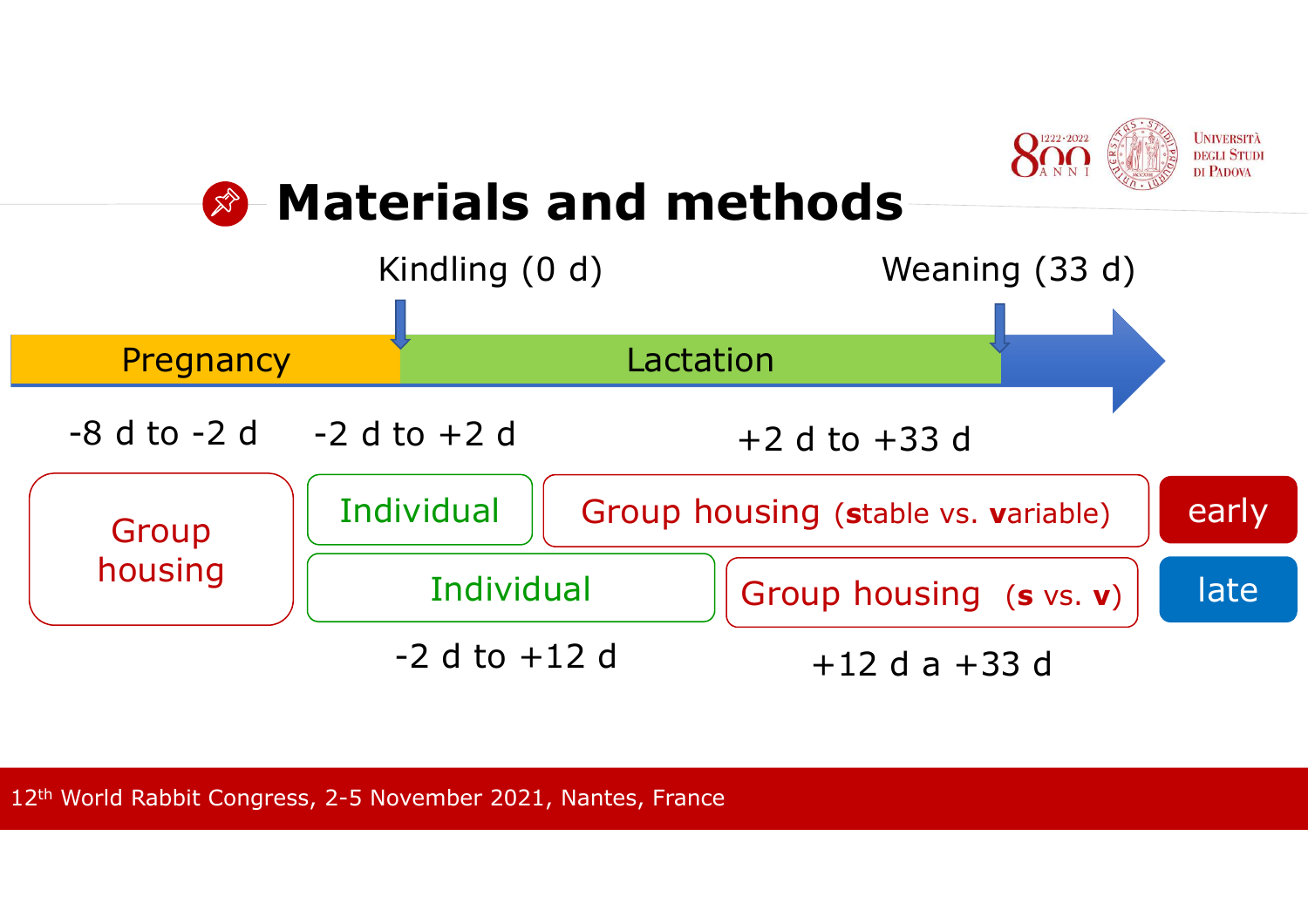# Materials and methods

Kindling (0 d) — Weaning (33 d)

**Pregnancy** → **Lactation**

| -8 d to -2 d | -2 d to +2 d | +2 d to +33 d | |
|---|---|---|---|
| Group housing | Individual | Group housing (**s**table vs. **v**ariable) | early |
| Group housing | Individual (-2 d to +12 d) | Group housing (**s** vs. **v**) (+12 d a +33 d) | late |

12th World Rabbit Congress, 2-5 November 2021, Nantes, France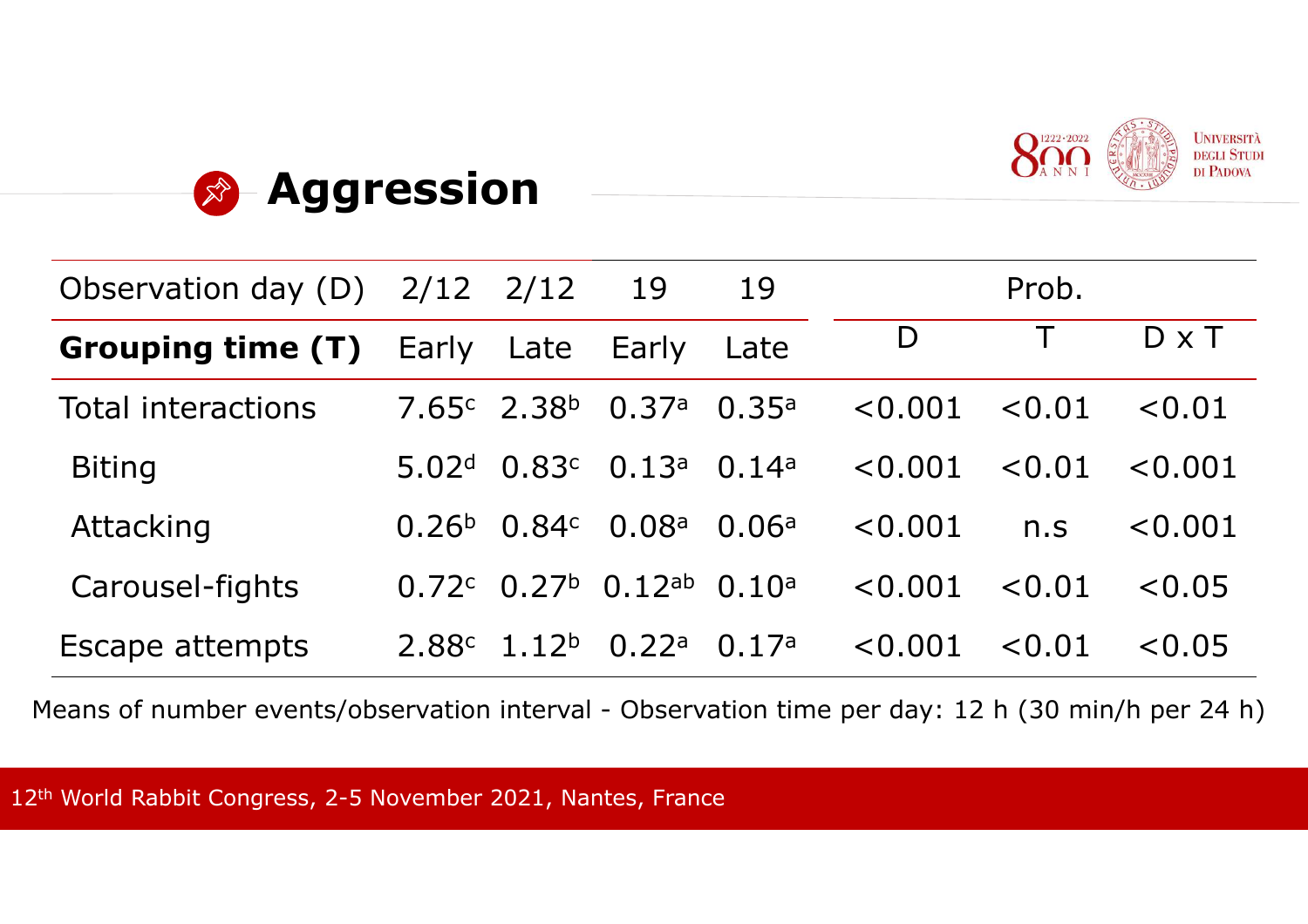## Aggression

| Observation day (D) | 2/12 | 2/12 | 19 | 19 | Prob. | | |
|---|---|---|---|---|---|---|---|
| **Grouping time (T)** | Early | Late | Early | Late | D | T | D x T |
| Total interactions | 7.65[c] | 2.38[b] | 0.37[a] | 0.35[a] | <0.001 | <0.01 | <0.01 |
| Biting | 5.02[d] | 0.83[c] | 0.13[a] | 0.14[a] | <0.001 | <0.01 | <0.001 |
| Attacking | 0.26[b] | 0.84[c] | 0.08[a] | 0.06[a] | <0.001 | n.s | <0.001 |
| Carousel-fights | 0.72[c] | 0.27[b] | 0.12[ab] | 0.10[a] | <0.001 | <0.01 | <0.05 |
| Escape attempts | 2.88[c] | 1.12[b] | 0.22[a] | 0.17[a] | <0.001 | <0.01 | <0.05 |

Means of number events/observation interval - Observation time per day: 12 h (30 min/h per 24 h)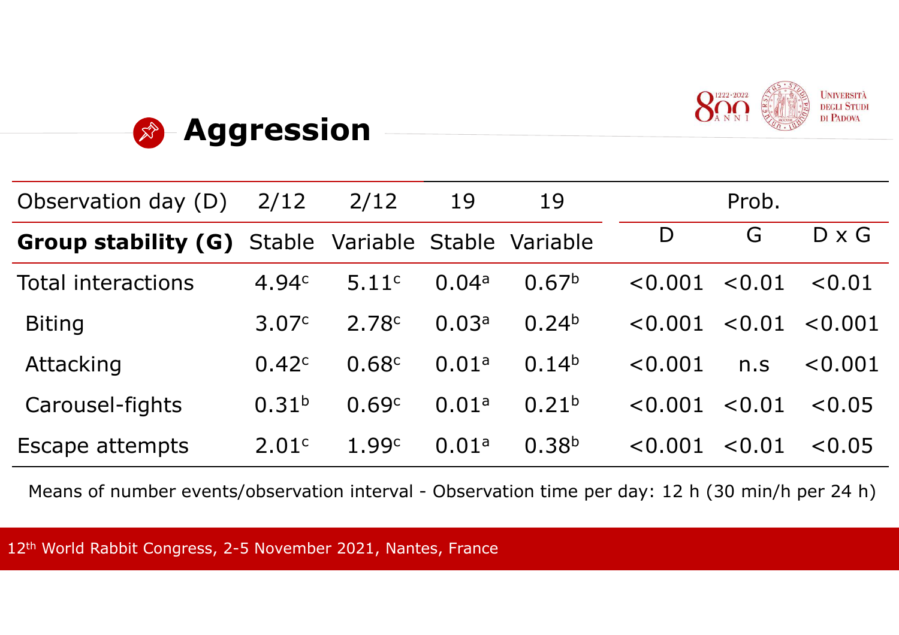## Aggression

| Observation day (D) | 2/12 | 2/12 | 19 | 19 | Prob. | | |
|---|---|---|---|---|---|---|---|
| **Group stability (G)** | Stable | Variable | Stable | Variable | D | G | D x G |
| Total interactions | 4.94[c] | 5.11[c] | 0.04[a] | 0.67[b] | <0.001 | <0.01 | <0.01 |
| Biting | 3.07[c] | 2.78[c] | 0.03[a] | 0.24[b] | <0.001 | <0.01 | <0.001 |
| Attacking | 0.42[c] | 0.68[c] | 0.01[a] | 0.14[b] | <0.001 | n.s | <0.001 |
| Carousel-fights | 0.31[b] | 0.69[c] | 0.01[a] | 0.21[b] | <0.001 | <0.01 | <0.05 |
| Escape attempts | 2.01[c] | 1.99[c] | 0.01[a] | 0.38[b] | <0.001 | <0.01 | <0.05 |

Means of number events/observation interval - Observation time per day: 12 h (30 min/h per 24 h)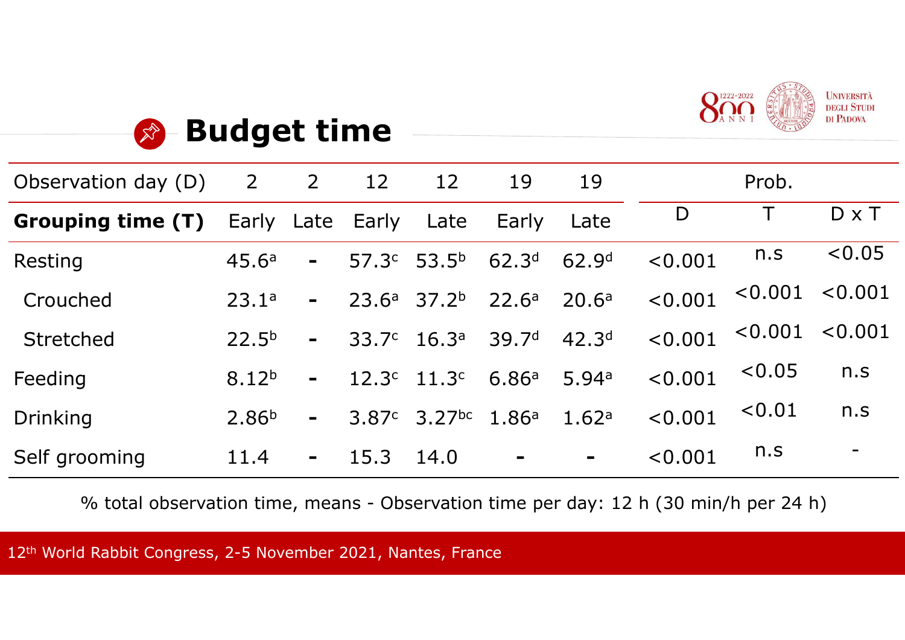## Budget time

| Observation day (D) | 2 | 2 | 12 | 12 | 19 | 19 | Prob. | | |
|---|---|---|---|---|---|---|---|---|---|
| **Grouping time (T)** | Early | Late | Early | Late | Early | Late | D | T | D x T |
| Resting | 45.6[a] | - | 57.3[c] | 53.5[b] | 62.3[d] | 62.9[d] | <0.001 | n.s | <0.05 |
| Crouched | 23.1[a] | - | 23.6[a] | 37.2[b] | 22.6[a] | 20.6[a] | <0.001 | <0.001 | <0.001 |
| Stretched | 22.5[b] | - | 33.7[c] | 16.3[a] | 39.7[d] | 42.3[d] | <0.001 | <0.001 | <0.001 |
| Feeding | 8.12[b] | - | 12.3[c] | 11.3[c] | 6.86[a] | 5.94[a] | <0.001 | <0.05 | n.s |
| Drinking | 2.86[b] | - | 3.87[c] | 3.27[bc] | 1.86[a] | 1.62[a] | <0.001 | <0.01 | n.s |
| Self grooming | 11.4 | - | 15.3 | 14.0 | - | - | <0.001 | n.s | - |

% total observation time, means - Observation time per day: 12 h (30 min/h per 24 h)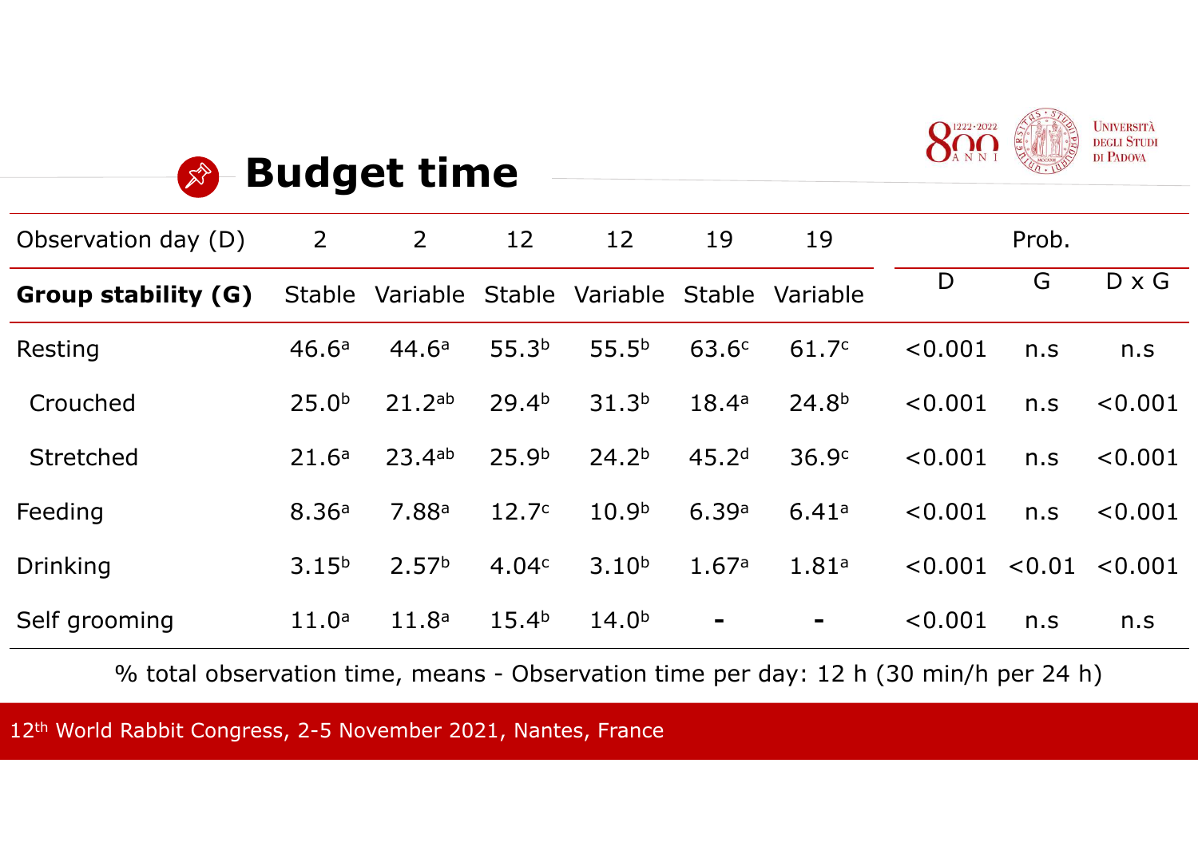# Budget time

| Observation day (D) | 2 | 2 | 12 | 12 | 19 | 19 | Prob. | | |
|---|---|---|---|---|---|---|---|---|---|
| **Group stability (G)** | Stable | Variable | Stable | Variable | Stable | Variable | D | G | D x G |
| Resting | 46.6[a] | 44.6[a] | 55.3[b] | 55.5[b] | 63.6[c] | 61.7[c] | <0.001 | n.s | n.s |
| Crouched | 25.0[b] | 21.2[ab] | 29.4[b] | 31.3[b] | 18.4[a] | 24.8[b] | <0.001 | n.s | <0.001 |
| Stretched | 21.6[a] | 23.4[ab] | 25.9[b] | 24.2[b] | 45.2[d] | 36.9[c] | <0.001 | n.s | <0.001 |
| Feeding | 8.36[a] | 7.88[a] | 12.7[c] | 10.9[b] | 6.39[a] | 6.41[a] | <0.001 | n.s | <0.001 |
| Drinking | 3.15[b] | 2.57[b] | 4.04[c] | 3.10[b] | 1.67[a] | 1.81[a] | <0.001 | <0.01 | <0.001 |
| Self grooming | 11.0[a] | 11.8[a] | 15.4[b] | 14.0[b] | - | - | <0.001 | n.s | n.s |

% total observation time, means - Observation time per day: 12 h (30 min/h per 24 h)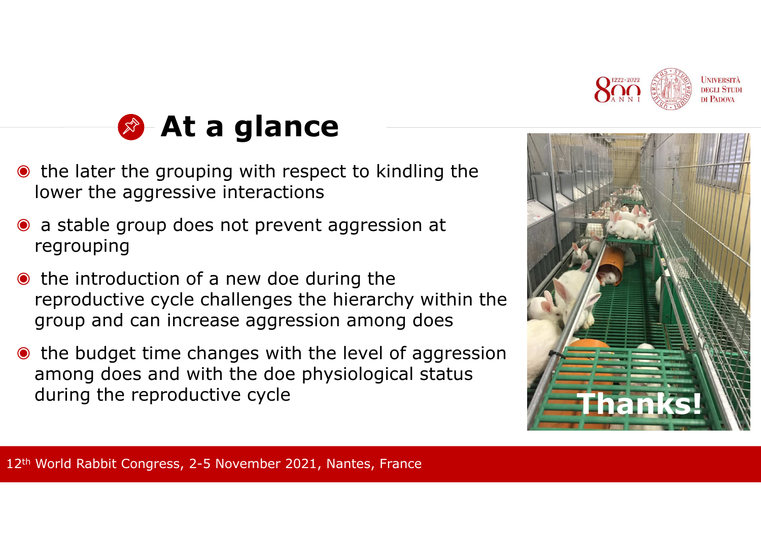# At a glance

- the later the grouping with respect to kindling the lower the aggressive interactions
- a stable group does not prevent aggression at regrouping
- the introduction of a new doe during the reproductive cycle challenges the hierarchy within the group and can increase aggression among does
- the budget time changes with the level of aggression among does and with the doe physiological status during the reproductive cycle

Thanks!